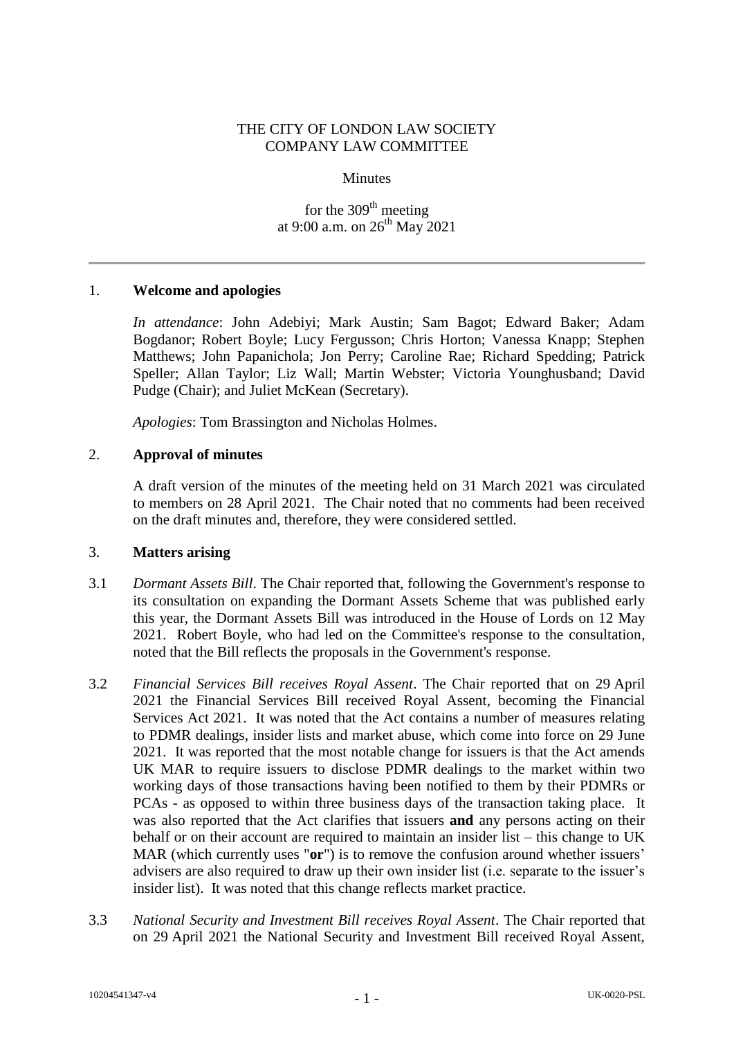THE CITY OF LONDON LAW SOCIETY
COMPANY LAW COMMITTEE

Minutes

for the 309th meeting
at 9:00 a.m. on 26th May 2021

---

1. **Welcome and apologies**

   *In attendance*: John Adebiyi; Mark Austin; Sam Bagot; Edward Baker; Adam Bogdanor; Robert Boyle; Lucy Fergusson; Chris Horton; Vanessa Knapp; Stephen Matthews; John Papanichola; Jon Perry; Caroline Rae; Richard Spedding; Patrick Speller; Allan Taylor; Liz Wall; Martin Webster; Victoria Younghusband; David Pudge (Chair); and Juliet McKean (Secretary).

   *Apologies*: Tom Brassington and Nicholas Holmes.

2. **Approval of minutes**

   A draft version of the minutes of the meeting held on 31 March 2021 was circulated to members on 28 April 2021. The Chair noted that no comments had been received on the draft minutes and, therefore, they were considered settled.

3. **Matters arising**

3.1 *Dormant Assets Bill*. The Chair reported that, following the Government's response to its consultation on expanding the Dormant Assets Scheme that was published early this year, the Dormant Assets Bill was introduced in the House of Lords on 12 May 2021. Robert Boyle, who had led on the Committee's response to the consultation, noted that the Bill reflects the proposals in the Government's response.

3.2 *Financial Services Bill receives Royal Assent*. The Chair reported that on 29 April 2021 the Financial Services Bill received Royal Assent, becoming the Financial Services Act 2021. It was noted that the Act contains a number of measures relating to PDMR dealings, insider lists and market abuse, which come into force on 29 June 2021. It was reported that the most notable change for issuers is that the Act amends UK MAR to require issuers to disclose PDMR dealings to the market within two working days of those transactions having been notified to them by their PDMRs or PCAs - as opposed to within three business days of the transaction taking place. It was also reported that the Act clarifies that issuers **and** any persons acting on their behalf or on their account are required to maintain an insider list – this change to UK MAR (which currently uses "**or**") is to remove the confusion around whether issuers' advisers are also required to draw up their own insider list (i.e. separate to the issuer's insider list). It was noted that this change reflects market practice.

3.3 *National Security and Investment Bill receives Royal Assent*. The Chair reported that on 29 April 2021 the National Security and Investment Bill received Royal Assent,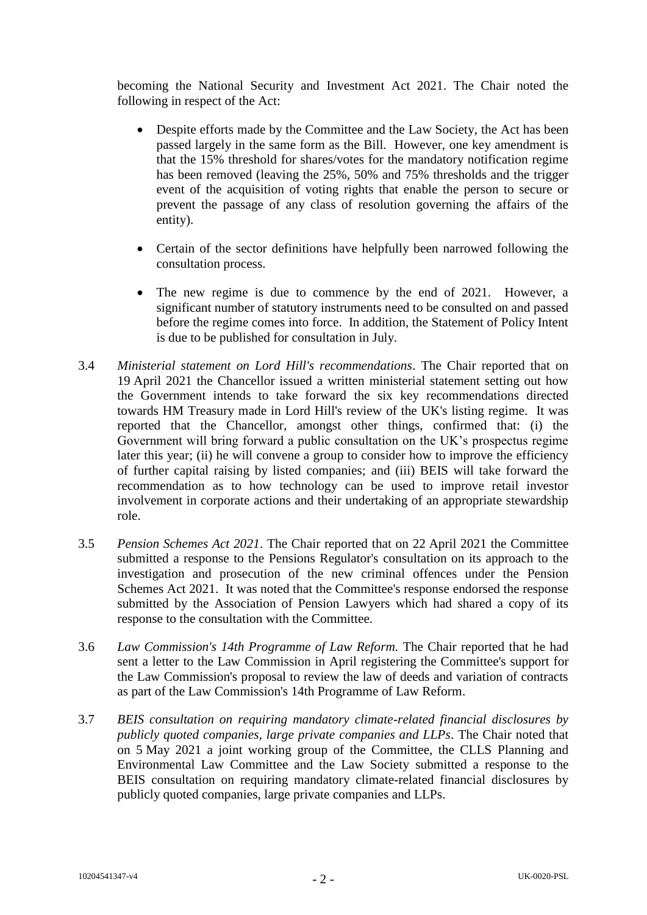becoming the National Security and Investment Act 2021. The Chair noted the following in respect of the Act:

- Despite efforts made by the Committee and the Law Society, the Act has been passed largely in the same form as the Bill. However, one key amendment is that the 15% threshold for shares/votes for the mandatory notification regime has been removed (leaving the 25%, 50% and 75% thresholds and the trigger event of the acquisition of voting rights that enable the person to secure or prevent the passage of any class of resolution governing the affairs of the entity).

- Certain of the sector definitions have helpfully been narrowed following the consultation process.

- The new regime is due to commence by the end of 2021. However, a significant number of statutory instruments need to be consulted on and passed before the regime comes into force. In addition, the Statement of Policy Intent is due to be published for consultation in July.

3.4 *Ministerial statement on Lord Hill's recommendations*. The Chair reported that on 19 April 2021 the Chancellor issued a written ministerial statement setting out how the Government intends to take forward the six key recommendations directed towards HM Treasury made in Lord Hill's review of the UK's listing regime. It was reported that the Chancellor, amongst other things, confirmed that: (i) the Government will bring forward a public consultation on the UK's prospectus regime later this year; (ii) he will convene a group to consider how to improve the efficiency of further capital raising by listed companies; and (iii) BEIS will take forward the recommendation as to how technology can be used to improve retail investor involvement in corporate actions and their undertaking of an appropriate stewardship role.

3.5 *Pension Schemes Act 2021*. The Chair reported that on 22 April 2021 the Committee submitted a response to the Pensions Regulator's consultation on its approach to the investigation and prosecution of the new criminal offences under the Pension Schemes Act 2021. It was noted that the Committee's response endorsed the response submitted by the Association of Pension Lawyers which had shared a copy of its response to the consultation with the Committee.

3.6 *Law Commission's 14th Programme of Law Reform.* The Chair reported that he had sent a letter to the Law Commission in April registering the Committee's support for the Law Commission's proposal to review the law of deeds and variation of contracts as part of the Law Commission's 14th Programme of Law Reform.

3.7 *BEIS consultation on requiring mandatory climate-related financial disclosures by publicly quoted companies, large private companies and LLPs*. The Chair noted that on 5 May 2021 a joint working group of the Committee, the CLLS Planning and Environmental Law Committee and the Law Society submitted a response to the BEIS consultation on requiring mandatory climate-related financial disclosures by publicly quoted companies, large private companies and LLPs.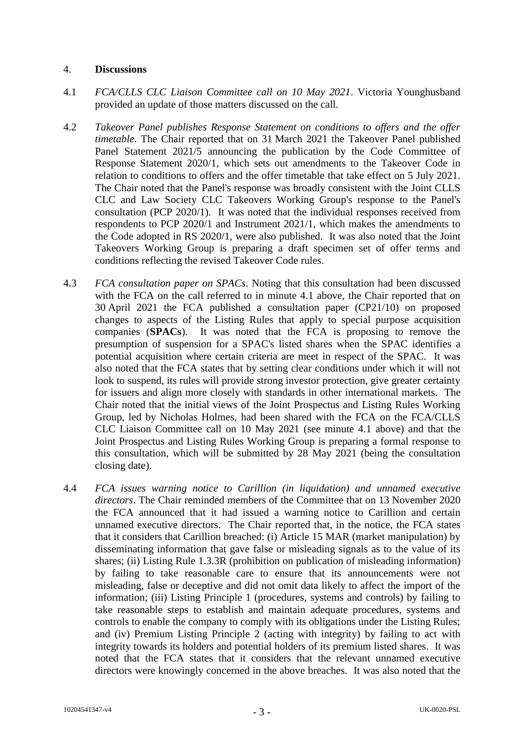4. **Discussions**

4.1 *FCA/CLLS CLC Liaison Committee call on 10 May 2021*. Victoria Younghusband provided an update of those matters discussed on the call.

4.2 *Takeover Panel publishes Response Statement on conditions to offers and the offer timetable*. The Chair reported that on 31 March 2021 the Takeover Panel published Panel Statement 2021/5 announcing the publication by the Code Committee of Response Statement 2020/1, which sets out amendments to the Takeover Code in relation to conditions to offers and the offer timetable that take effect on 5 July 2021. The Chair noted that the Panel's response was broadly consistent with the Joint CLLS CLC and Law Society CLC Takeovers Working Group's response to the Panel's consultation (PCP 2020/1). It was noted that the individual responses received from respondents to PCP 2020/1 and Instrument 2021/1, which makes the amendments to the Code adopted in RS 2020/1, were also published. It was also noted that the Joint Takeovers Working Group is preparing a draft specimen set of offer terms and conditions reflecting the revised Takeover Code rules.

4.3 *FCA consultation paper on SPACs*. Noting that this consultation had been discussed with the FCA on the call referred to in minute 4.1 above, the Chair reported that on 30 April 2021 the FCA published a consultation paper (CP21/10) on proposed changes to aspects of the Listing Rules that apply to special purpose acquisition companies (**SPACs**). It was noted that the FCA is proposing to remove the presumption of suspension for a SPAC's listed shares when the SPAC identifies a potential acquisition where certain criteria are meet in respect of the SPAC. It was also noted that the FCA states that by setting clear conditions under which it will not look to suspend, its rules will provide strong investor protection, give greater certainty for issuers and align more closely with standards in other international markets. The Chair noted that the initial views of the Joint Prospectus and Listing Rules Working Group, led by Nicholas Holmes, had been shared with the FCA on the FCA/CLLS CLC Liaison Committee call on 10 May 2021 (see minute 4.1 above) and that the Joint Prospectus and Listing Rules Working Group is preparing a formal response to this consultation, which will be submitted by 28 May 2021 (being the consultation closing date).

4.4 *FCA issues warning notice to Carillion (in liquidation) and unnamed executive directors*. The Chair reminded members of the Committee that on 13 November 2020 the FCA announced that it had issued a warning notice to Carillion and certain unnamed executive directors. The Chair reported that, in the notice, the FCA states that it considers that Carillion breached: (i) Article 15 MAR (market manipulation) by disseminating information that gave false or misleading signals as to the value of its shares; (ii) Listing Rule 1.3.3R (prohibition on publication of misleading information) by failing to take reasonable care to ensure that its announcements were not misleading, false or deceptive and did not omit data likely to affect the import of the information; (iii) Listing Principle 1 (procedures, systems and controls) by failing to take reasonable steps to establish and maintain adequate procedures, systems and controls to enable the company to comply with its obligations under the Listing Rules; and (iv) Premium Listing Principle 2 (acting with integrity) by failing to act with integrity towards its holders and potential holders of its premium listed shares. It was noted that the FCA states that it considers that the relevant unnamed executive directors were knowingly concerned in the above breaches. It was also noted that the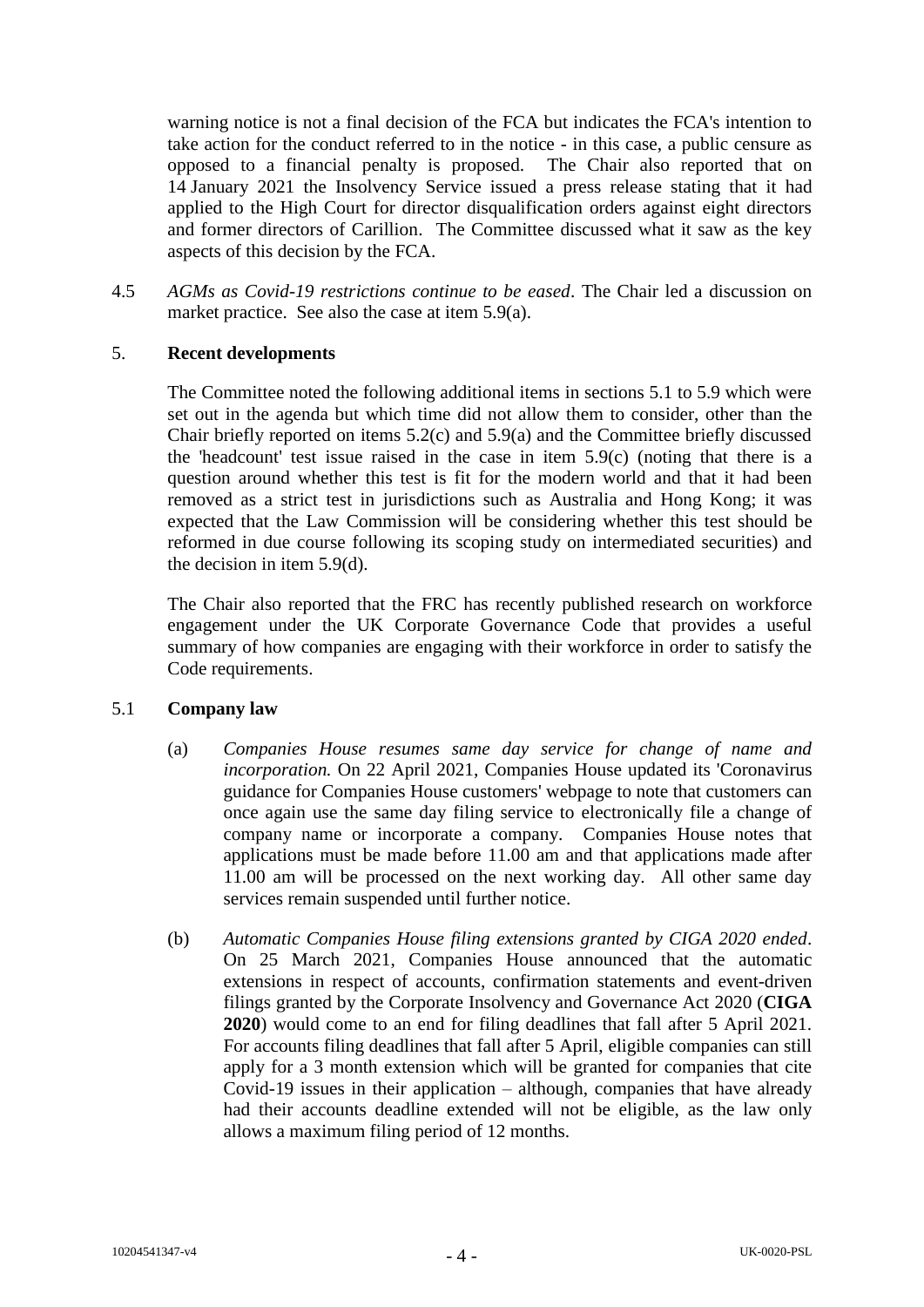warning notice is not a final decision of the FCA but indicates the FCA's intention to take action for the conduct referred to in the notice - in this case, a public censure as opposed to a financial penalty is proposed. The Chair also reported that on 14 January 2021 the Insolvency Service issued a press release stating that it had applied to the High Court for director disqualification orders against eight directors and former directors of Carillion. The Committee discussed what it saw as the key aspects of this decision by the FCA.

4.5 *AGMs as Covid-19 restrictions continue to be eased*. The Chair led a discussion on market practice. See also the case at item 5.9(a).

## 5. Recent developments

The Committee noted the following additional items in sections 5.1 to 5.9 which were set out in the agenda but which time did not allow them to consider, other than the Chair briefly reported on items 5.2(c) and 5.9(a) and the Committee briefly discussed the 'headcount' test issue raised in the case in item 5.9(c) (noting that there is a question around whether this test is fit for the modern world and that it had been removed as a strict test in jurisdictions such as Australia and Hong Kong; it was expected that the Law Commission will be considering whether this test should be reformed in due course following its scoping study on intermediated securities) and the decision in item 5.9(d).

The Chair also reported that the FRC has recently published research on workforce engagement under the UK Corporate Governance Code that provides a useful summary of how companies are engaging with their workforce in order to satisfy the Code requirements.

### 5.1 Company law

(a) *Companies House resumes same day service for change of name and incorporation.* On 22 April 2021, Companies House updated its 'Coronavirus guidance for Companies House customers' webpage to note that customers can once again use the same day filing service to electronically file a change of company name or incorporate a company. Companies House notes that applications must be made before 11.00 am and that applications made after 11.00 am will be processed on the next working day. All other same day services remain suspended until further notice.

(b) *Automatic Companies House filing extensions granted by CIGA 2020 ended*. On 25 March 2021, Companies House announced that the automatic extensions in respect of accounts, confirmation statements and event-driven filings granted by the Corporate Insolvency and Governance Act 2020 (**CIGA 2020**) would come to an end for filing deadlines that fall after 5 April 2021. For accounts filing deadlines that fall after 5 April, eligible companies can still apply for a 3 month extension which will be granted for companies that cite Covid-19 issues in their application – although, companies that have already had their accounts deadline extended will not be eligible, as the law only allows a maximum filing period of 12 months.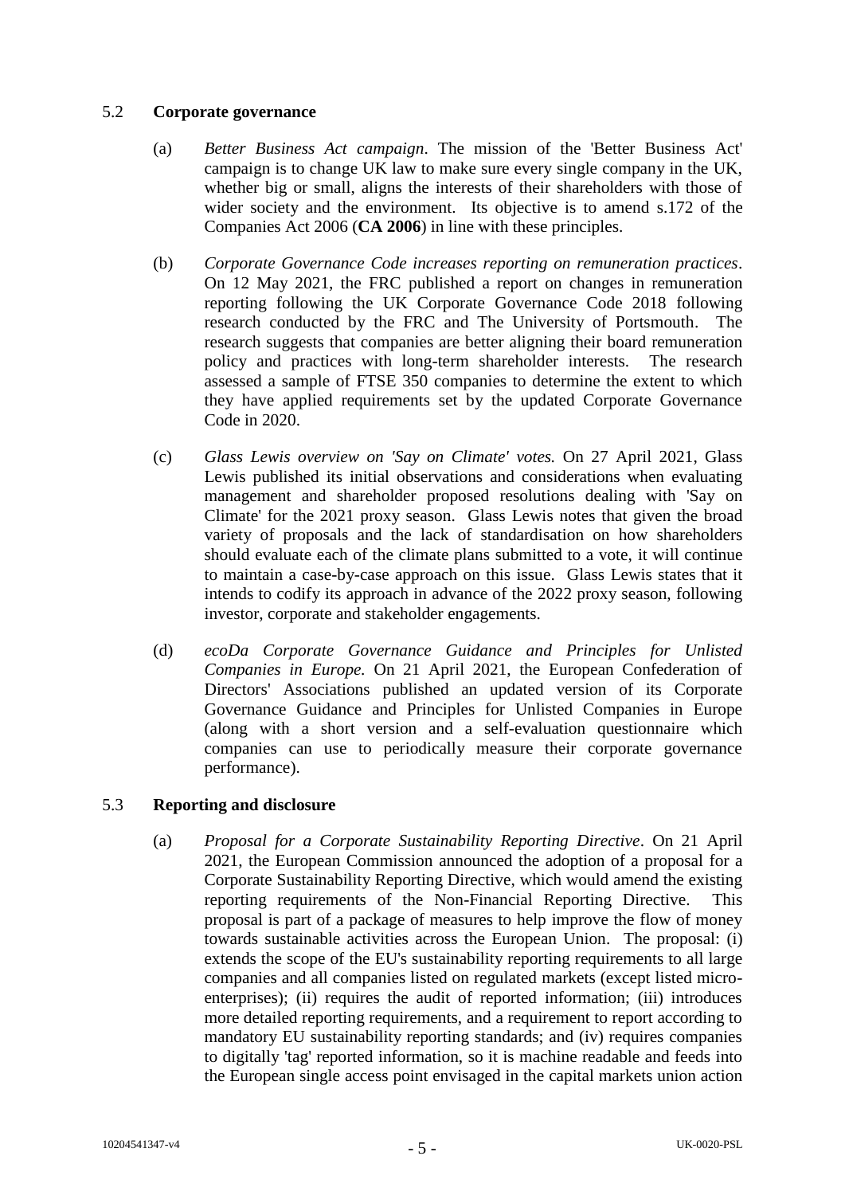## 5.2 **Corporate governance**

(a) *Better Business Act campaign*. The mission of the 'Better Business Act' campaign is to change UK law to make sure every single company in the UK, whether big or small, aligns the interests of their shareholders with those of wider society and the environment. Its objective is to amend s.172 of the Companies Act 2006 (**CA 2006**) in line with these principles.

(b) *Corporate Governance Code increases reporting on remuneration practices*. On 12 May 2021, the FRC published a report on changes in remuneration reporting following the UK Corporate Governance Code 2018 following research conducted by the FRC and The University of Portsmouth. The research suggests that companies are better aligning their board remuneration policy and practices with long-term shareholder interests. The research assessed a sample of FTSE 350 companies to determine the extent to which they have applied requirements set by the updated Corporate Governance Code in 2020.

(c) *Glass Lewis overview on 'Say on Climate' votes.* On 27 April 2021, Glass Lewis published its initial observations and considerations when evaluating management and shareholder proposed resolutions dealing with 'Say on Climate' for the 2021 proxy season. Glass Lewis notes that given the broad variety of proposals and the lack of standardisation on how shareholders should evaluate each of the climate plans submitted to a vote, it will continue to maintain a case-by-case approach on this issue. Glass Lewis states that it intends to codify its approach in advance of the 2022 proxy season, following investor, corporate and stakeholder engagements.

(d) *ecoDa Corporate Governance Guidance and Principles for Unlisted Companies in Europe.* On 21 April 2021, the European Confederation of Directors' Associations published an updated version of its Corporate Governance Guidance and Principles for Unlisted Companies in Europe (along with a short version and a self-evaluation questionnaire which companies can use to periodically measure their corporate governance performance).

## 5.3 **Reporting and disclosure**

(a) *Proposal for a Corporate Sustainability Reporting Directive*. On 21 April 2021, the European Commission announced the adoption of a proposal for a Corporate Sustainability Reporting Directive, which would amend the existing reporting requirements of the Non-Financial Reporting Directive. This proposal is part of a package of measures to help improve the flow of money towards sustainable activities across the European Union. The proposal: (i) extends the scope of the EU's sustainability reporting requirements to all large companies and all companies listed on regulated markets (except listed micro-enterprises); (ii) requires the audit of reported information; (iii) introduces more detailed reporting requirements, and a requirement to report according to mandatory EU sustainability reporting standards; and (iv) requires companies to digitally 'tag' reported information, so it is machine readable and feeds into the European single access point envisaged in the capital markets union action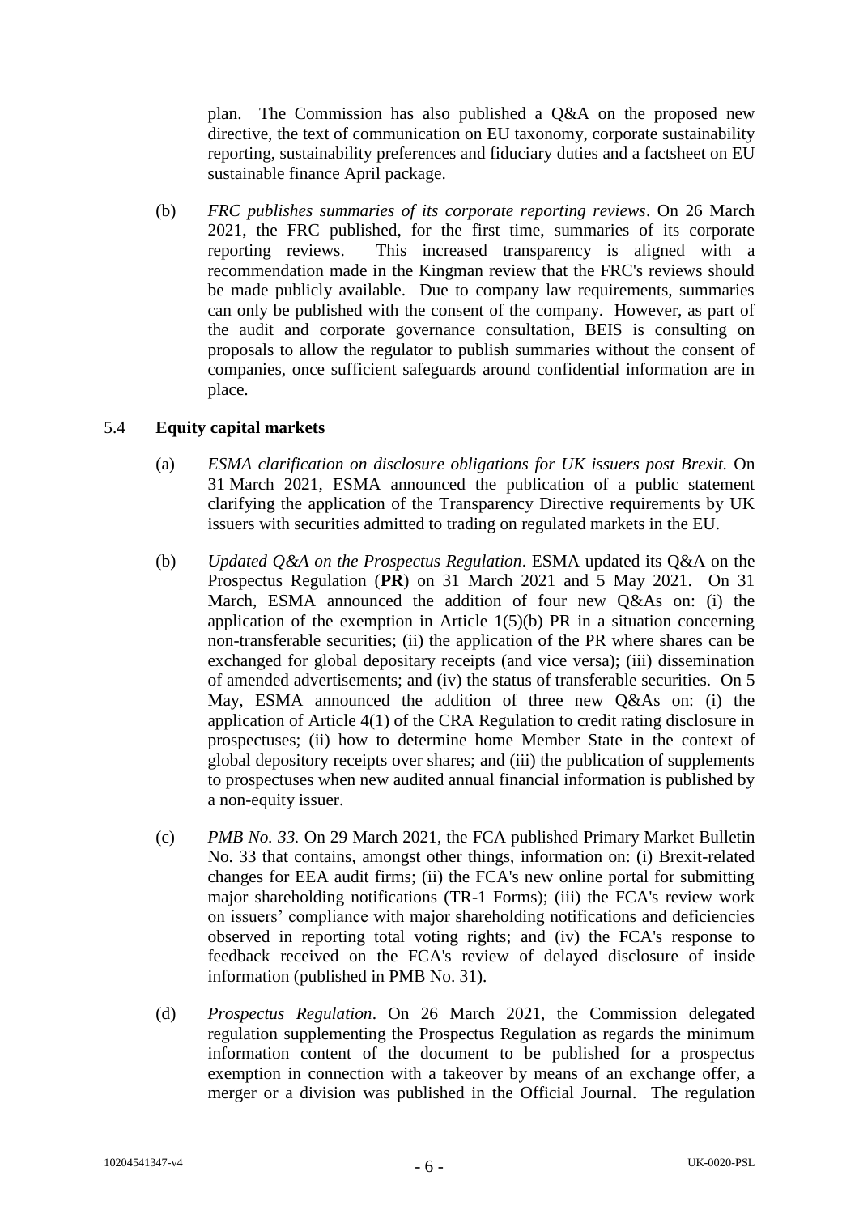plan. The Commission has also published a Q&A on the proposed new directive, the text of communication on EU taxonomy, corporate sustainability reporting, sustainability preferences and fiduciary duties and a factsheet on EU sustainable finance April package.

(b) *FRC publishes summaries of its corporate reporting reviews*. On 26 March 2021, the FRC published, for the first time, summaries of its corporate reporting reviews. This increased transparency is aligned with a recommendation made in the Kingman review that the FRC's reviews should be made publicly available. Due to company law requirements, summaries can only be published with the consent of the company. However, as part of the audit and corporate governance consultation, BEIS is consulting on proposals to allow the regulator to publish summaries without the consent of companies, once sufficient safeguards around confidential information are in place.

## 5.4 Equity capital markets

(a) *ESMA clarification on disclosure obligations for UK issuers post Brexit.* On 31 March 2021, ESMA announced the publication of a public statement clarifying the application of the Transparency Directive requirements by UK issuers with securities admitted to trading on regulated markets in the EU.

(b) *Updated Q&A on the Prospectus Regulation*. ESMA updated its Q&A on the Prospectus Regulation (**PR**) on 31 March 2021 and 5 May 2021. On 31 March, ESMA announced the addition of four new Q&As on: (i) the application of the exemption in Article 1(5)(b) PR in a situation concerning non-transferable securities; (ii) the application of the PR where shares can be exchanged for global depositary receipts (and vice versa); (iii) dissemination of amended advertisements; and (iv) the status of transferable securities. On 5 May, ESMA announced the addition of three new Q&As on: (i) the application of Article 4(1) of the CRA Regulation to credit rating disclosure in prospectuses; (ii) how to determine home Member State in the context of global depository receipts over shares; and (iii) the publication of supplements to prospectuses when new audited annual financial information is published by a non-equity issuer.

(c) *PMB No. 33.* On 29 March 2021, the FCA published Primary Market Bulletin No. 33 that contains, amongst other things, information on: (i) Brexit-related changes for EEA audit firms; (ii) the FCA's new online portal for submitting major shareholding notifications (TR-1 Forms); (iii) the FCA's review work on issuers' compliance with major shareholding notifications and deficiencies observed in reporting total voting rights; and (iv) the FCA's response to feedback received on the FCA's review of delayed disclosure of inside information (published in PMB No. 31).

(d) *Prospectus Regulation*. On 26 March 2021, the Commission delegated regulation supplementing the Prospectus Regulation as regards the minimum information content of the document to be published for a prospectus exemption in connection with a takeover by means of an exchange offer, a merger or a division was published in the Official Journal. The regulation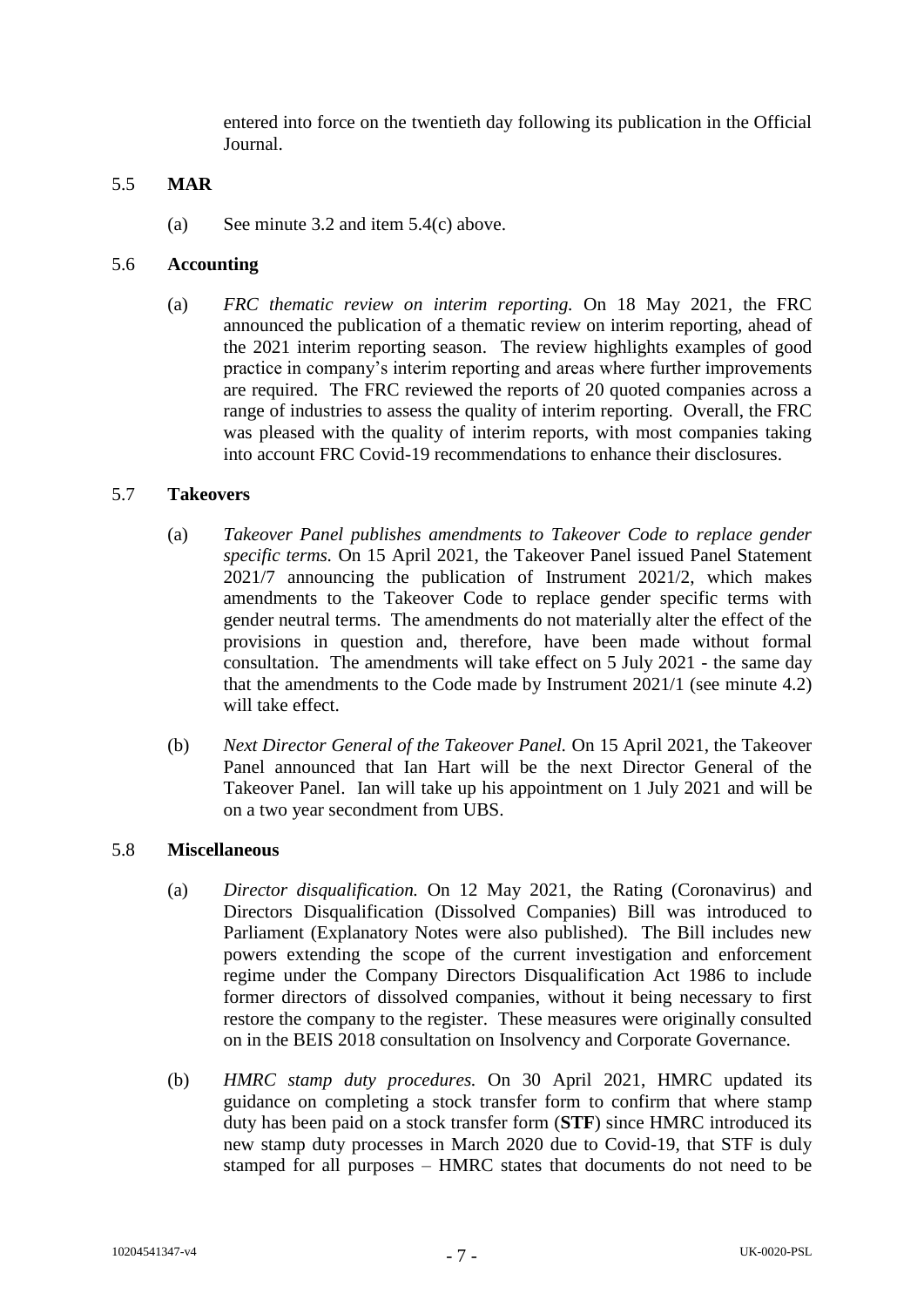entered into force on the twentieth day following its publication in the Official Journal.

5.5 **MAR**

(a) See minute 3.2 and item 5.4(c) above.

5.6 **Accounting**

(a) *FRC thematic review on interim reporting.* On 18 May 2021, the FRC announced the publication of a thematic review on interim reporting, ahead of the 2021 interim reporting season. The review highlights examples of good practice in company's interim reporting and areas where further improvements are required. The FRC reviewed the reports of 20 quoted companies across a range of industries to assess the quality of interim reporting. Overall, the FRC was pleased with the quality of interim reports, with most companies taking into account FRC Covid-19 recommendations to enhance their disclosures.

5.7 **Takeovers**

(a) *Takeover Panel publishes amendments to Takeover Code to replace gender specific terms.* On 15 April 2021, the Takeover Panel issued Panel Statement 2021/7 announcing the publication of Instrument 2021/2, which makes amendments to the Takeover Code to replace gender specific terms with gender neutral terms. The amendments do not materially alter the effect of the provisions in question and, therefore, have been made without formal consultation. The amendments will take effect on 5 July 2021 - the same day that the amendments to the Code made by Instrument 2021/1 (see minute 4.2) will take effect.

(b) *Next Director General of the Takeover Panel.* On 15 April 2021, the Takeover Panel announced that Ian Hart will be the next Director General of the Takeover Panel. Ian will take up his appointment on 1 July 2021 and will be on a two year secondment from UBS.

5.8 **Miscellaneous**

(a) *Director disqualification.* On 12 May 2021, the Rating (Coronavirus) and Directors Disqualification (Dissolved Companies) Bill was introduced to Parliament (Explanatory Notes were also published). The Bill includes new powers extending the scope of the current investigation and enforcement regime under the Company Directors Disqualification Act 1986 to include former directors of dissolved companies, without it being necessary to first restore the company to the register. These measures were originally consulted on in the BEIS 2018 consultation on Insolvency and Corporate Governance.

(b) *HMRC stamp duty procedures.* On 30 April 2021, HMRC updated its guidance on completing a stock transfer form to confirm that where stamp duty has been paid on a stock transfer form (**STF**) since HMRC introduced its new stamp duty processes in March 2020 due to Covid-19, that STF is duly stamped for all purposes – HMRC states that documents do not need to be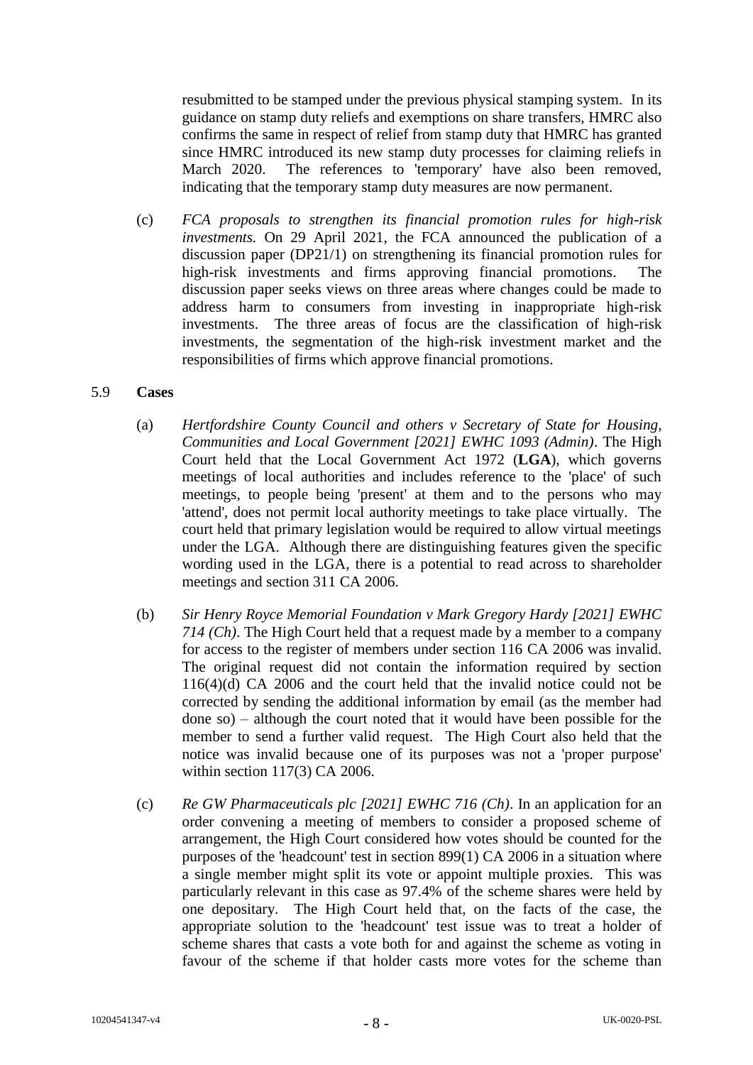resubmitted to be stamped under the previous physical stamping system. In its guidance on stamp duty reliefs and exemptions on share transfers, HMRC also confirms the same in respect of relief from stamp duty that HMRC has granted since HMRC introduced its new stamp duty processes for claiming reliefs in March 2020. The references to 'temporary' have also been removed, indicating that the temporary stamp duty measures are now permanent.

(c) *FCA proposals to strengthen its financial promotion rules for high-risk investments.* On 29 April 2021, the FCA announced the publication of a discussion paper (DP21/1) on strengthening its financial promotion rules for high-risk investments and firms approving financial promotions. The discussion paper seeks views on three areas where changes could be made to address harm to consumers from investing in inappropriate high-risk investments. The three areas of focus are the classification of high-risk investments, the segmentation of the high-risk investment market and the responsibilities of firms which approve financial promotions.

5.9 **Cases**

(a) *Hertfordshire County Council and others v Secretary of State for Housing, Communities and Local Government [2021] EWHC 1093 (Admin)*. The High Court held that the Local Government Act 1972 (**LGA**), which governs meetings of local authorities and includes reference to the 'place' of such meetings, to people being 'present' at them and to the persons who may 'attend', does not permit local authority meetings to take place virtually. The court held that primary legislation would be required to allow virtual meetings under the LGA. Although there are distinguishing features given the specific wording used in the LGA, there is a potential to read across to shareholder meetings and section 311 CA 2006.

(b) *Sir Henry Royce Memorial Foundation v Mark Gregory Hardy [2021] EWHC 714 (Ch)*. The High Court held that a request made by a member to a company for access to the register of members under section 116 CA 2006 was invalid. The original request did not contain the information required by section 116(4)(d) CA 2006 and the court held that the invalid notice could not be corrected by sending the additional information by email (as the member had done so) – although the court noted that it would have been possible for the member to send a further valid request. The High Court also held that the notice was invalid because one of its purposes was not a 'proper purpose' within section 117(3) CA 2006.

(c) *Re GW Pharmaceuticals plc [2021] EWHC 716 (Ch)*. In an application for an order convening a meeting of members to consider a proposed scheme of arrangement, the High Court considered how votes should be counted for the purposes of the 'headcount' test in section 899(1) CA 2006 in a situation where a single member might split its vote or appoint multiple proxies. This was particularly relevant in this case as 97.4% of the scheme shares were held by one depositary. The High Court held that, on the facts of the case, the appropriate solution to the 'headcount' test issue was to treat a holder of scheme shares that casts a vote both for and against the scheme as voting in favour of the scheme if that holder casts more votes for the scheme than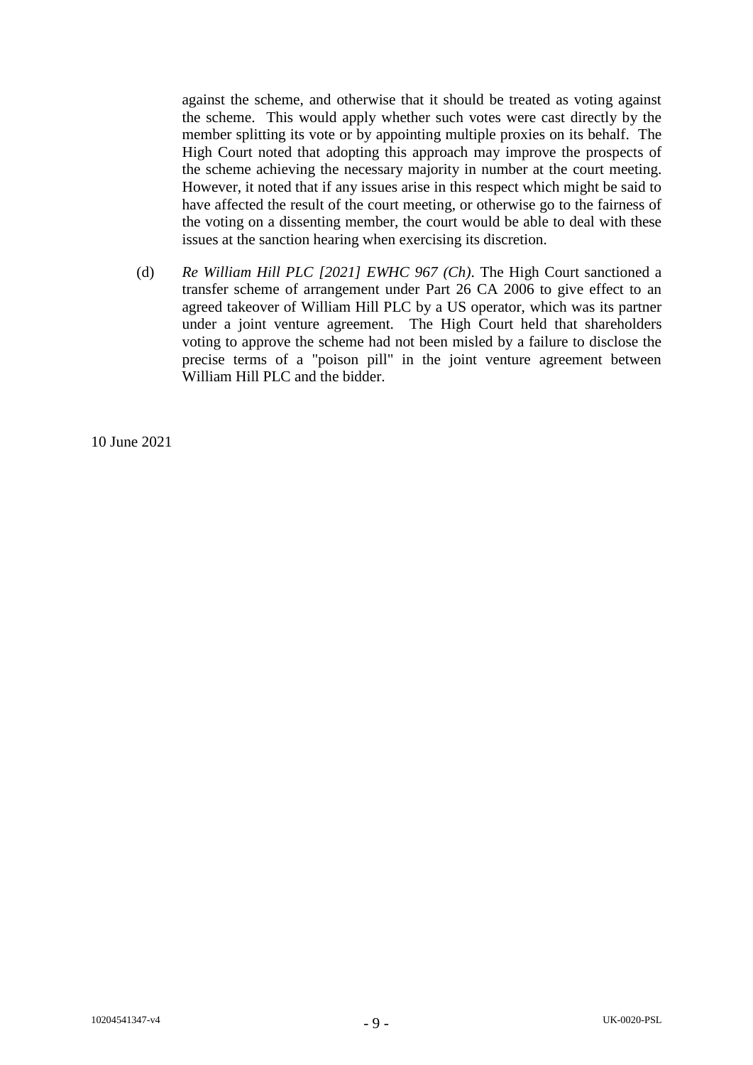against the scheme, and otherwise that it should be treated as voting against the scheme. This would apply whether such votes were cast directly by the member splitting its vote or by appointing multiple proxies on its behalf. The High Court noted that adopting this approach may improve the prospects of the scheme achieving the necessary majority in number at the court meeting. However, it noted that if any issues arise in this respect which might be said to have affected the result of the court meeting, or otherwise go to the fairness of the voting on a dissenting member, the court would be able to deal with these issues at the sanction hearing when exercising its discretion.

(d) *Re William Hill PLC [2021] EWHC 967 (Ch)*. The High Court sanctioned a transfer scheme of arrangement under Part 26 CA 2006 to give effect to an agreed takeover of William Hill PLC by a US operator, which was its partner under a joint venture agreement. The High Court held that shareholders voting to approve the scheme had not been misled by a failure to disclose the precise terms of a "poison pill" in the joint venture agreement between William Hill PLC and the bidder.

10 June 2021